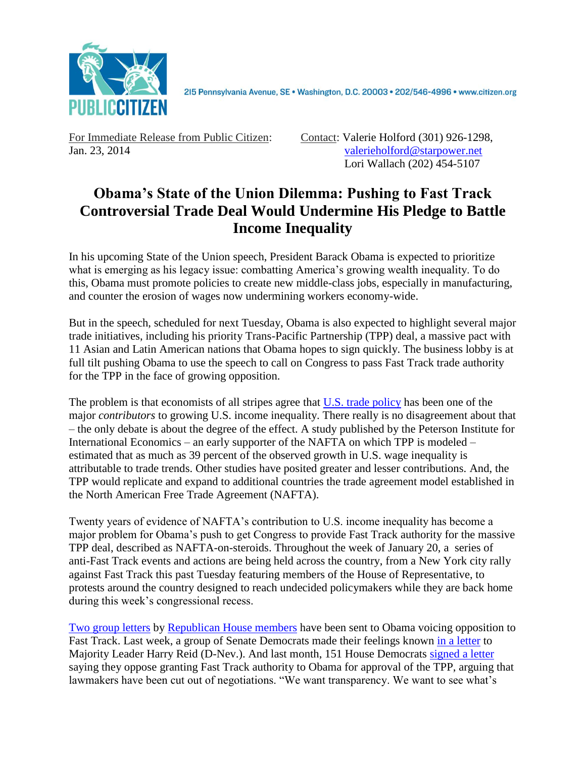PUBLIC CITIZEN

215 Pennsylvania Avenue, SE • Washington, D.C. 20003 • 202/546-4996 • www.citizen.org

For Immediate Release from Public Citizen:
Jan. 23, 2014

Contact: Valerie Holford (301) 926-1298, valerieholford@starpower.net
Lori Wallach (202) 454-5107

# Obama's State of the Union Dilemma: Pushing to Fast Track Controversial Trade Deal Would Undermine His Pledge to Battle Income Inequality

In his upcoming State of the Union speech, President Barack Obama is expected to prioritize what is emerging as his legacy issue: combatting America's growing wealth inequality. To do this, Obama must promote policies to create new middle-class jobs, especially in manufacturing, and counter the erosion of wages now undermining workers economy-wide.

But in the speech, scheduled for next Tuesday, Obama is also expected to highlight several major trade initiatives, including his priority Trans-Pacific Partnership (TPP) deal, a massive pact with 11 Asian and Latin American nations that Obama hopes to sign quickly. The business lobby is at full tilt pushing Obama to use the speech to call on Congress to pass Fast Track trade authority for the TPP in the face of growing opposition.

The problem is that economists of all stripes agree that U.S. trade policy has been one of the major *contributors* to growing U.S. income inequality. There really is no disagreement about that – the only debate is about the degree of the effect. A study published by the Peterson Institute for International Economics – an early supporter of the NAFTA on which TPP is modeled – estimated that as much as 39 percent of the observed growth in U.S. wage inequality is attributable to trade trends. Other studies have posited greater and lesser contributions. And, the TPP would replicate and expand to additional countries the trade agreement model established in the North American Free Trade Agreement (NAFTA).

Twenty years of evidence of NAFTA's contribution to U.S. income inequality has become a major problem for Obama's push to get Congress to provide Fast Track authority for the massive TPP deal, described as NAFTA-on-steroids. Throughout the week of January 20, a series of anti-Fast Track events and actions are being held across the country, from a New York city rally against Fast Track this past Tuesday featuring members of the House of Representative, to protests around the country designed to reach undecided policymakers while they are back home during this week's congressional recess.

Two group letters by Republican House members have been sent to Obama voicing opposition to Fast Track. Last week, a group of Senate Democrats made their feelings known in a letter to Majority Leader Harry Reid (D-Nev.). And last month, 151 House Democrats signed a letter saying they oppose granting Fast Track authority to Obama for approval of the TPP, arguing that lawmakers have been cut out of negotiations. "We want transparency. We want to see what's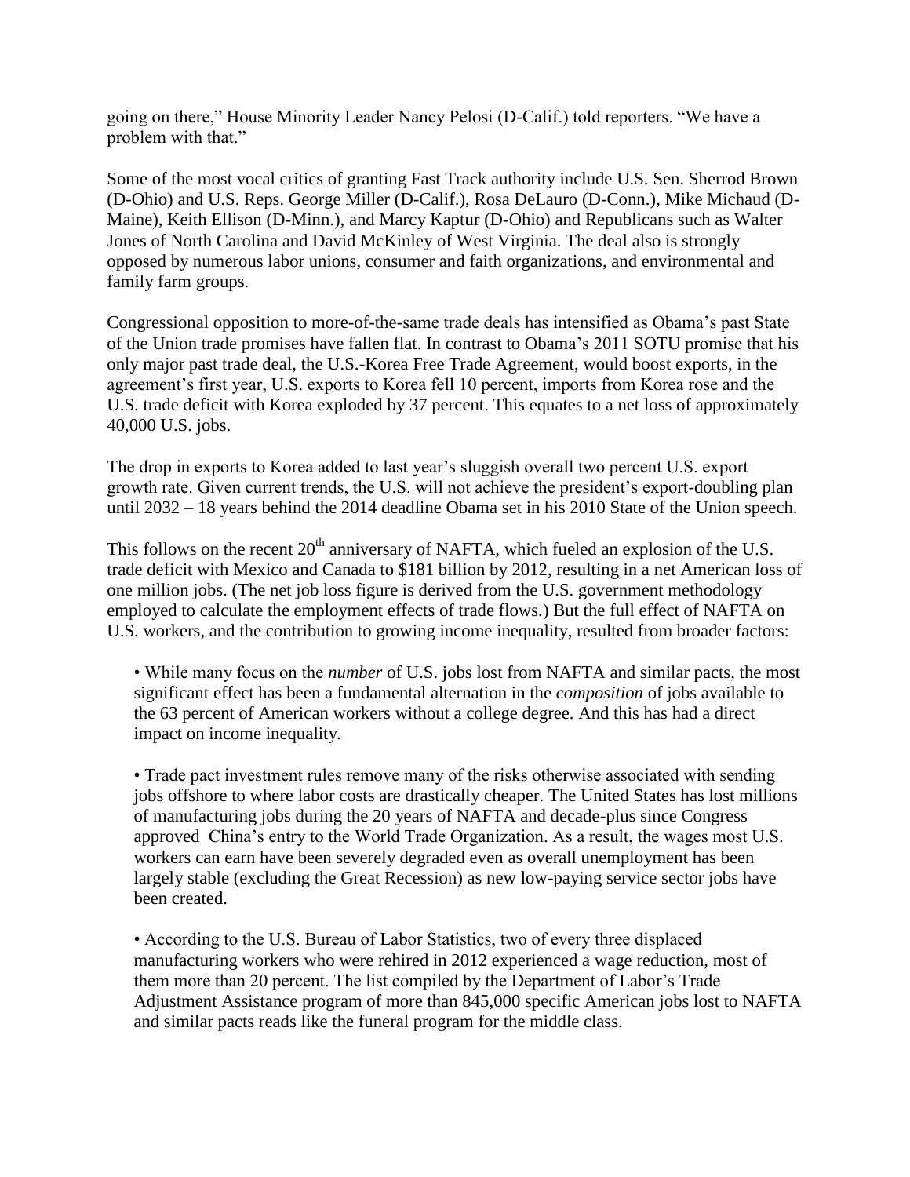going on there," House Minority Leader Nancy Pelosi (D-Calif.) told reporters. "We have a problem with that."

Some of the most vocal critics of granting Fast Track authority include U.S. Sen. Sherrod Brown (D-Ohio) and U.S. Reps. George Miller (D-Calif.), Rosa DeLauro (D-Conn.), Mike Michaud (D-Maine), Keith Ellison (D-Minn.), and Marcy Kaptur (D-Ohio) and Republicans such as Walter Jones of North Carolina and David McKinley of West Virginia. The deal also is strongly opposed by numerous labor unions, consumer and faith organizations, and environmental and family farm groups.

Congressional opposition to more-of-the-same trade deals has intensified as Obama's past State of the Union trade promises have fallen flat. In contrast to Obama's 2011 SOTU promise that his only major past trade deal, the U.S.-Korea Free Trade Agreement, would boost exports, in the agreement's first year, U.S. exports to Korea fell 10 percent, imports from Korea rose and the U.S. trade deficit with Korea exploded by 37 percent. This equates to a net loss of approximately 40,000 U.S. jobs.

The drop in exports to Korea added to last year's sluggish overall two percent U.S. export growth rate. Given current trends, the U.S. will not achieve the president's export-doubling plan until 2032 – 18 years behind the 2014 deadline Obama set in his 2010 State of the Union speech.

This follows on the recent 20th anniversary of NAFTA, which fueled an explosion of the U.S. trade deficit with Mexico and Canada to $181 billion by 2012, resulting in a net American loss of one million jobs. (The net job loss figure is derived from the U.S. government methodology employed to calculate the employment effects of trade flows.) But the full effect of NAFTA on U.S. workers, and the contribution to growing income inequality, resulted from broader factors:

- While many focus on the *number* of U.S. jobs lost from NAFTA and similar pacts, the most significant effect has been a fundamental alternation in the *composition* of jobs available to the 63 percent of American workers without a college degree. And this has had a direct impact on income inequality.

- Trade pact investment rules remove many of the risks otherwise associated with sending jobs offshore to where labor costs are drastically cheaper. The United States has lost millions of manufacturing jobs during the 20 years of NAFTA and decade-plus since Congress approved China's entry to the World Trade Organization. As a result, the wages most U.S. workers can earn have been severely degraded even as overall unemployment has been largely stable (excluding the Great Recession) as new low-paying service sector jobs have been created.

- According to the U.S. Bureau of Labor Statistics, two of every three displaced manufacturing workers who were rehired in 2012 experienced a wage reduction, most of them more than 20 percent. The list compiled by the Department of Labor's Trade Adjustment Assistance program of more than 845,000 specific American jobs lost to NAFTA and similar pacts reads like the funeral program for the middle class.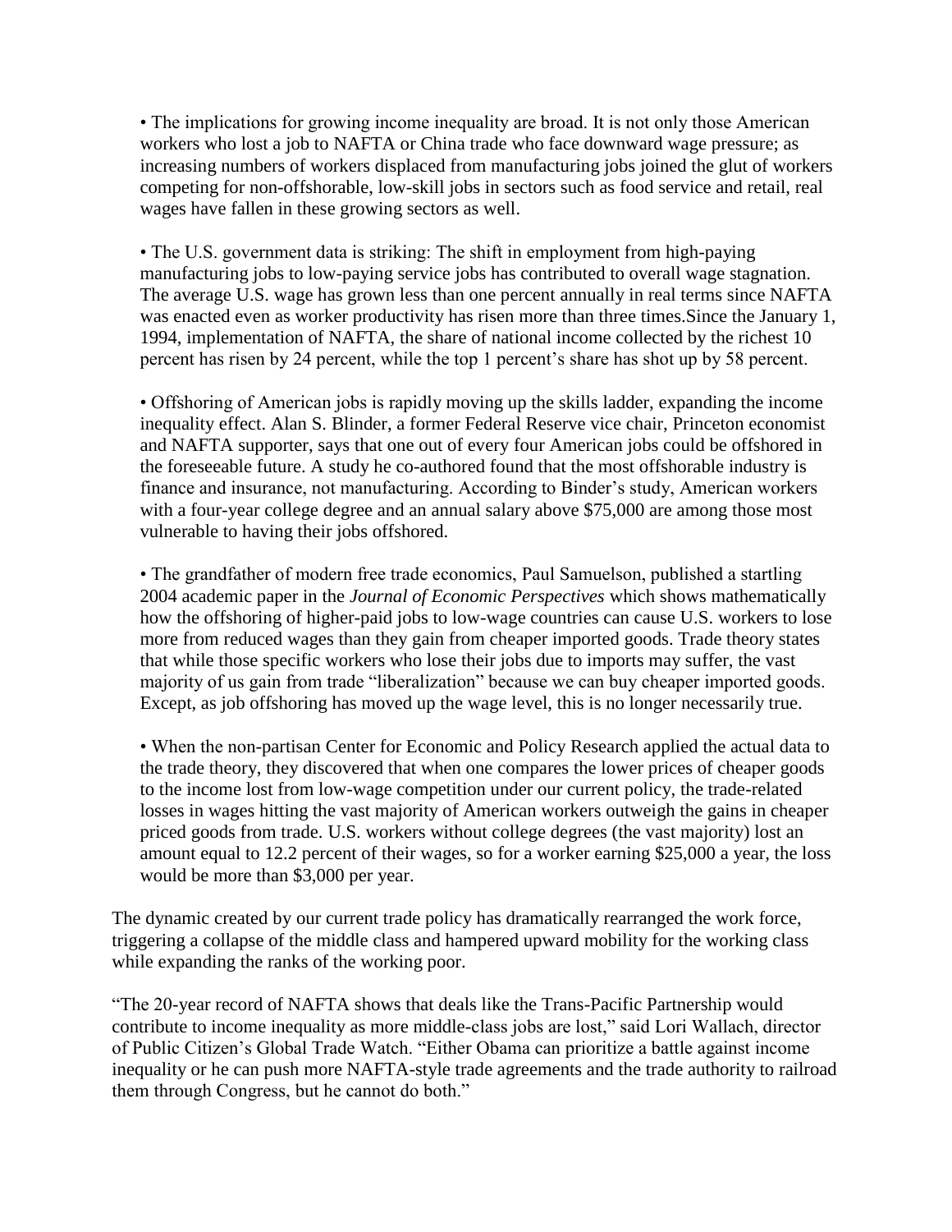- The implications for growing income inequality are broad. It is not only those American workers who lost a job to NAFTA or China trade who face downward wage pressure; as increasing numbers of workers displaced from manufacturing jobs joined the glut of workers competing for non-offshorable, low-skill jobs in sectors such as food service and retail, real wages have fallen in these growing sectors as well.

- The U.S. government data is striking: The shift in employment from high-paying manufacturing jobs to low-paying service jobs has contributed to overall wage stagnation. The average U.S. wage has grown less than one percent annually in real terms since NAFTA was enacted even as worker productivity has risen more than three times.Since the January 1, 1994, implementation of NAFTA, the share of national income collected by the richest 10 percent has risen by 24 percent, while the top 1 percent's share has shot up by 58 percent.

- Offshoring of American jobs is rapidly moving up the skills ladder, expanding the income inequality effect. Alan S. Blinder, a former Federal Reserve vice chair, Princeton economist and NAFTA supporter, says that one out of every four American jobs could be offshored in the foreseeable future. A study he co-authored found that the most offshorable industry is finance and insurance, not manufacturing. According to Binder's study, American workers with a four-year college degree and an annual salary above $75,000 are among those most vulnerable to having their jobs offshored.

- The grandfather of modern free trade economics, Paul Samuelson, published a startling 2004 academic paper in the *Journal of Economic Perspectives* which shows mathematically how the offshoring of higher-paid jobs to low-wage countries can cause U.S. workers to lose more from reduced wages than they gain from cheaper imported goods. Trade theory states that while those specific workers who lose their jobs due to imports may suffer, the vast majority of us gain from trade "liberalization" because we can buy cheaper imported goods. Except, as job offshoring has moved up the wage level, this is no longer necessarily true.

- When the non-partisan Center for Economic and Policy Research applied the actual data to the trade theory, they discovered that when one compares the lower prices of cheaper goods to the income lost from low-wage competition under our current policy, the trade-related losses in wages hitting the vast majority of American workers outweigh the gains in cheaper priced goods from trade. U.S. workers without college degrees (the vast majority) lost an amount equal to 12.2 percent of their wages, so for a worker earning $25,000 a year, the loss would be more than $3,000 per year.

The dynamic created by our current trade policy has dramatically rearranged the work force, triggering a collapse of the middle class and hampered upward mobility for the working class while expanding the ranks of the working poor.

"The 20-year record of NAFTA shows that deals like the Trans-Pacific Partnership would contribute to income inequality as more middle-class jobs are lost," said Lori Wallach, director of Public Citizen's Global Trade Watch. "Either Obama can prioritize a battle against income inequality or he can push more NAFTA-style trade agreements and the trade authority to railroad them through Congress, but he cannot do both."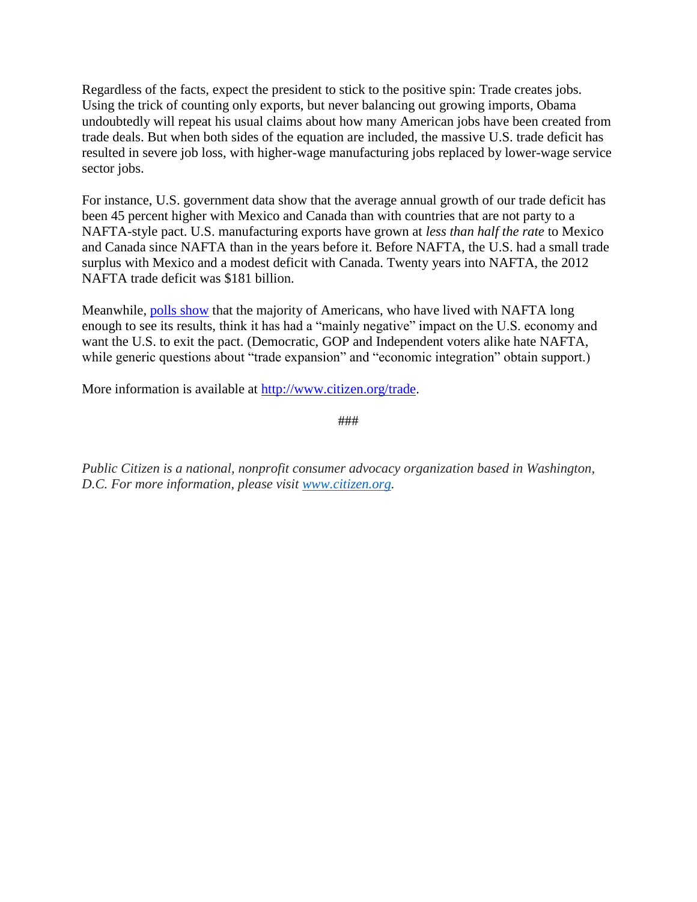Regardless of the facts, expect the president to stick to the positive spin: Trade creates jobs. Using the trick of counting only exports, but never balancing out growing imports, Obama undoubtedly will repeat his usual claims about how many American jobs have been created from trade deals. But when both sides of the equation are included, the massive U.S. trade deficit has resulted in severe job loss, with higher-wage manufacturing jobs replaced by lower-wage service sector jobs.

For instance, U.S. government data show that the average annual growth of our trade deficit has been 45 percent higher with Mexico and Canada than with countries that are not party to a NAFTA-style pact. U.S. manufacturing exports have grown at *less than half the rate* to Mexico and Canada since NAFTA than in the years before it. Before NAFTA, the U.S. had a small trade surplus with Mexico and a modest deficit with Canada. Twenty years into NAFTA, the 2012 NAFTA trade deficit was $181 billion.

Meanwhile, polls show that the majority of Americans, who have lived with NAFTA long enough to see its results, think it has had a "mainly negative" impact on the U.S. economy and want the U.S. to exit the pact. (Democratic, GOP and Independent voters alike hate NAFTA, while generic questions about "trade expansion" and "economic integration" obtain support.)

More information is available at http://www.citizen.org/trade.

###

*Public Citizen is a national, nonprofit consumer advocacy organization based in Washington, D.C. For more information, please visit www.citizen.org.*